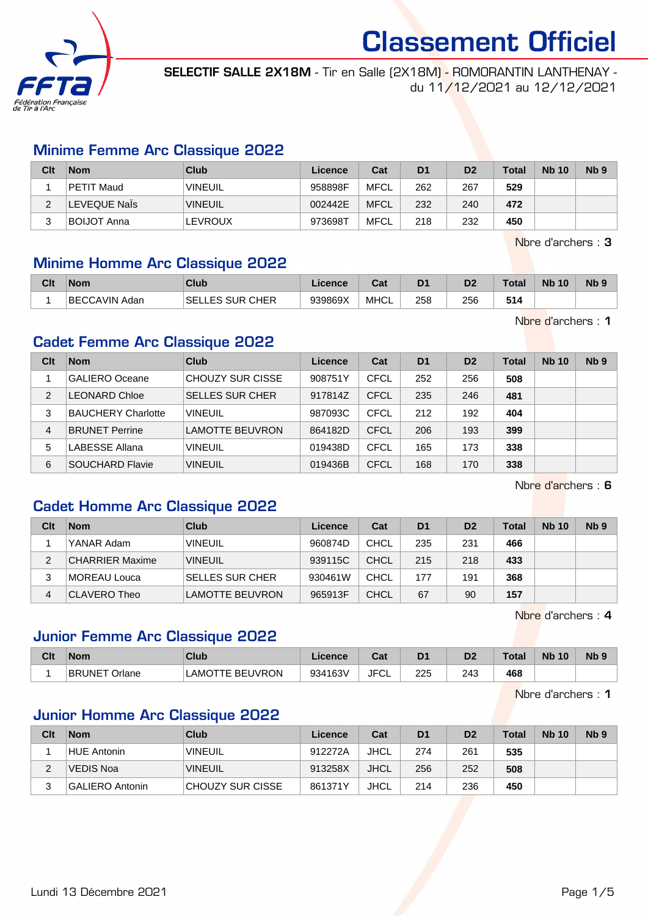# Classement Officiel

**SELECTIF SALLE 2X18M** - Tir en Salle (2X18M) - ROMORANTIN LANTHENAY - du 11/12/2021 au 12/12/2021

## Minime Femme Arc Classique 2022

| Clt | Nom | Club | Licence | Cat | D1 | D2 | Total | Nb 10 | Nb 9 |
|---|---|---|---|---|---|---|---|---|---|
| 1 | PETIT Maud | VINEUIL | 958898F | MFCL | 262 | 267 | **529** | | |
| 2 | LEVEQUE Naïs | VINEUIL | 002442E | MFCL | 232 | 240 | **472** | | |
| 3 | BOIJOT Anna | LEVROUX | 973698T | MFCL | 218 | 232 | **450** | | |

Nbre d'archers : **3**

## Minime Homme Arc Classique 2022

| Clt | Nom | Club | Licence | Cat | D1 | D2 | Total | Nb 10 | Nb 9 |
|---|---|---|---|---|---|---|---|---|---|
| 1 | BECCAVIN Adan | SELLES SUR CHER | 939869X | MHCL | 258 | 256 | **514** | | |

Nbre d'archers : **1**

## Cadet Femme Arc Classique 2022

| Clt | Nom | Club | Licence | Cat | D1 | D2 | Total | Nb 10 | Nb 9 |
|---|---|---|---|---|---|---|---|---|---|
| 1 | GALIERO Oceane | CHOUZY SUR CISSE | 908751Y | CFCL | 252 | 256 | **508** | | |
| 2 | LEONARD Chloe | SELLES SUR CHER | 917814Z | CFCL | 235 | 246 | **481** | | |
| 3 | BAUCHERY Charlotte | VINEUIL | 987093C | CFCL | 212 | 192 | **404** | | |
| 4 | BRUNET Perrine | LAMOTTE BEUVRON | 864182D | CFCL | 206 | 193 | **399** | | |
| 5 | LABESSE Allana | VINEUIL | 019438D | CFCL | 165 | 173 | **338** | | |
| 6 | SOUCHARD Flavie | VINEUIL | 019436B | CFCL | 168 | 170 | **338** | | |

Nbre d'archers : **6**

## Cadet Homme Arc Classique 2022

| Clt | Nom | Club | Licence | Cat | D1 | D2 | Total | Nb 10 | Nb 9 |
|---|---|---|---|---|---|---|---|---|---|
| 1 | YANAR Adam | VINEUIL | 960874D | CHCL | 235 | 231 | **466** | | |
| 2 | CHARRIER Maxime | VINEUIL | 939115C | CHCL | 215 | 218 | **433** | | |
| 3 | MOREAU Louca | SELLES SUR CHER | 930461W | CHCL | 177 | 191 | **368** | | |
| 4 | CLAVERO Theo | LAMOTTE BEUVRON | 965913F | CHCL | 67 | 90 | **157** | | |

Nbre d'archers : **4**

## Junior Femme Arc Classique 2022

| Clt | Nom | Club | Licence | Cat | D1 | D2 | Total | Nb 10 | Nb 9 |
|---|---|---|---|---|---|---|---|---|---|
| 1 | BRUNET Orlane | LAMOTTE BEUVRON | 934163V | JFCL | 225 | 243 | **468** | | |

Nbre d'archers : **1**

## Junior Homme Arc Classique 2022

| Clt | Nom | Club | Licence | Cat | D1 | D2 | Total | Nb 10 | Nb 9 |
|---|---|---|---|---|---|---|---|---|---|
| 1 | HUE Antonin | VINEUIL | 912272A | JHCL | 274 | 261 | **535** | | |
| 2 | VEDIS Noa | VINEUIL | 913258X | JHCL | 256 | 252 | **508** | | |
| 3 | GALIERO Antonin | CHOUZY SUR CISSE | 861371Y | JHCL | 214 | 236 | **450** | | |

Lundi 13 Décembre 2021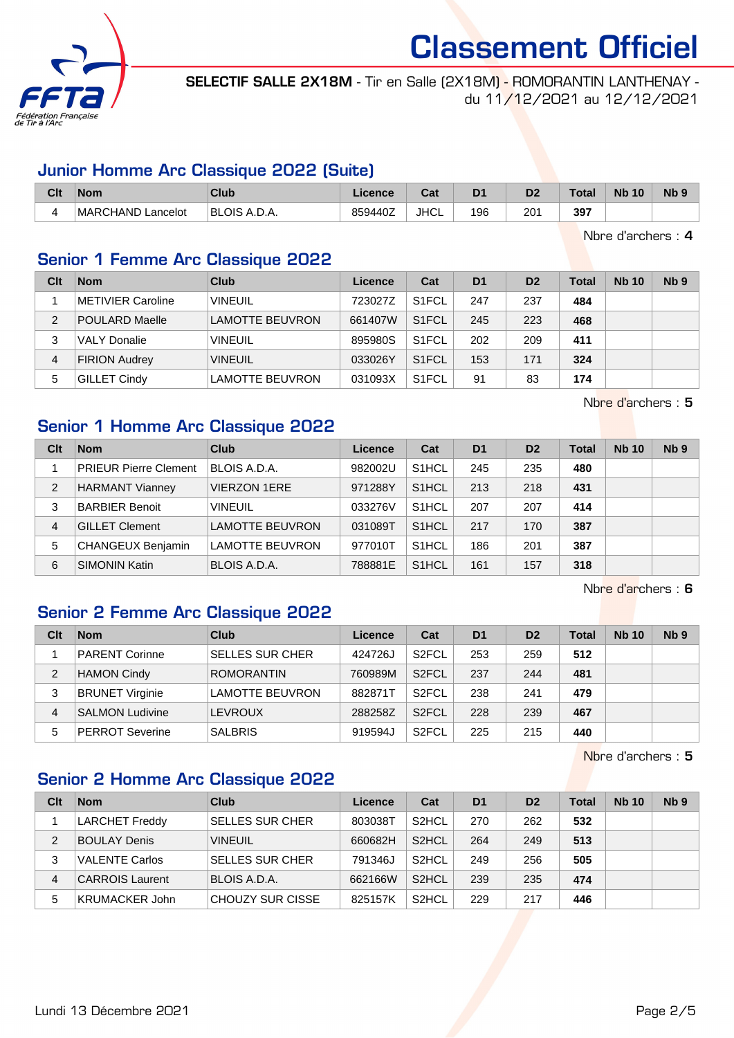# Classement Officiel

**SELECTIF SALLE 2X18M** - Tir en Salle (2X18M) - ROMORANTIN LANTHENAY - du 11/12/2021 au 12/12/2021

## Junior Homme Arc Classique 2022 (Suite)

| Clt | Nom | Club | Licence | Cat | D1 | D2 | Total | Nb 10 | Nb 9 |
|---|---|---|---|---|---|---|---|---|---|
| 4 | MARCHAND Lancelot | BLOIS A.D.A. | 859440Z | JHCL | 196 | 201 | **397** | | |

Nbre d'archers : **4**

## Senior 1 Femme Arc Classique 2022

| Clt | Nom | Club | Licence | Cat | D1 | D2 | Total | Nb 10 | Nb 9 |
|---|---|---|---|---|---|---|---|---|---|
| 1 | METIVIER Caroline | VINEUIL | 723027Z | S1FCL | 247 | 237 | **484** | | |
| 2 | POULARD Maelle | LAMOTTE BEUVRON | 661407W | S1FCL | 245 | 223 | **468** | | |
| 3 | VALY Donalie | VINEUIL | 895980S | S1FCL | 202 | 209 | **411** | | |
| 4 | FIRION Audrey | VINEUIL | 033026Y | S1FCL | 153 | 171 | **324** | | |
| 5 | GILLET Cindy | LAMOTTE BEUVRON | 031093X | S1FCL | 91 | 83 | **174** | | |

Nbre d'archers : **5**

## Senior 1 Homme Arc Classique 2022

| Clt | Nom | Club | Licence | Cat | D1 | D2 | Total | Nb 10 | Nb 9 |
|---|---|---|---|---|---|---|---|---|---|
| 1 | PRIEUR Pierre Clement | BLOIS A.D.A. | 982002U | S1HCL | 245 | 235 | **480** | | |
| 2 | HARMANT Vianney | VIERZON 1ERE | 971288Y | S1HCL | 213 | 218 | **431** | | |
| 3 | BARBIER Benoit | VINEUIL | 033276V | S1HCL | 207 | 207 | **414** | | |
| 4 | GILLET Clement | LAMOTTE BEUVRON | 031089T | S1HCL | 217 | 170 | **387** | | |
| 5 | CHANGEUX Benjamin | LAMOTTE BEUVRON | 977010T | S1HCL | 186 | 201 | **387** | | |
| 6 | SIMONIN Katin | BLOIS A.D.A. | 788881E | S1HCL | 161 | 157 | **318** | | |

Nbre d'archers : **6**

## Senior 2 Femme Arc Classique 2022

| Clt | Nom | Club | Licence | Cat | D1 | D2 | Total | Nb 10 | Nb 9 |
|---|---|---|---|---|---|---|---|---|---|
| 1 | PARENT Corinne | SELLES SUR CHER | 424726J | S2FCL | 253 | 259 | **512** | | |
| 2 | HAMON Cindy | ROMORANTIN | 760989M | S2FCL | 237 | 244 | **481** | | |
| 3 | BRUNET Virginie | LAMOTTE BEUVRON | 882871T | S2FCL | 238 | 241 | **479** | | |
| 4 | SALMON Ludivine | LEVROUX | 288258Z | S2FCL | 228 | 239 | **467** | | |
| 5 | PERROT Severine | SALBRIS | 919594J | S2FCL | 225 | 215 | **440** | | |

Nbre d'archers : **5**

## Senior 2 Homme Arc Classique 2022

| Clt | Nom | Club | Licence | Cat | D1 | D2 | Total | Nb 10 | Nb 9 |
|---|---|---|---|---|---|---|---|---|---|
| 1 | LARCHET Freddy | SELLES SUR CHER | 803038T | S2HCL | 270 | 262 | **532** | | |
| 2 | BOULAY Denis | VINEUIL | 660682H | S2HCL | 264 | 249 | **513** | | |
| 3 | VALENTE Carlos | SELLES SUR CHER | 791346J | S2HCL | 249 | 256 | **505** | | |
| 4 | CARROIS Laurent | BLOIS A.D.A. | 662166W | S2HCL | 239 | 235 | **474** | | |
| 5 | KRUMACKER John | CHOUZY SUR CISSE | 825157K | S2HCL | 229 | 217 | **446** | | |

Lundi 13 Décembre 2021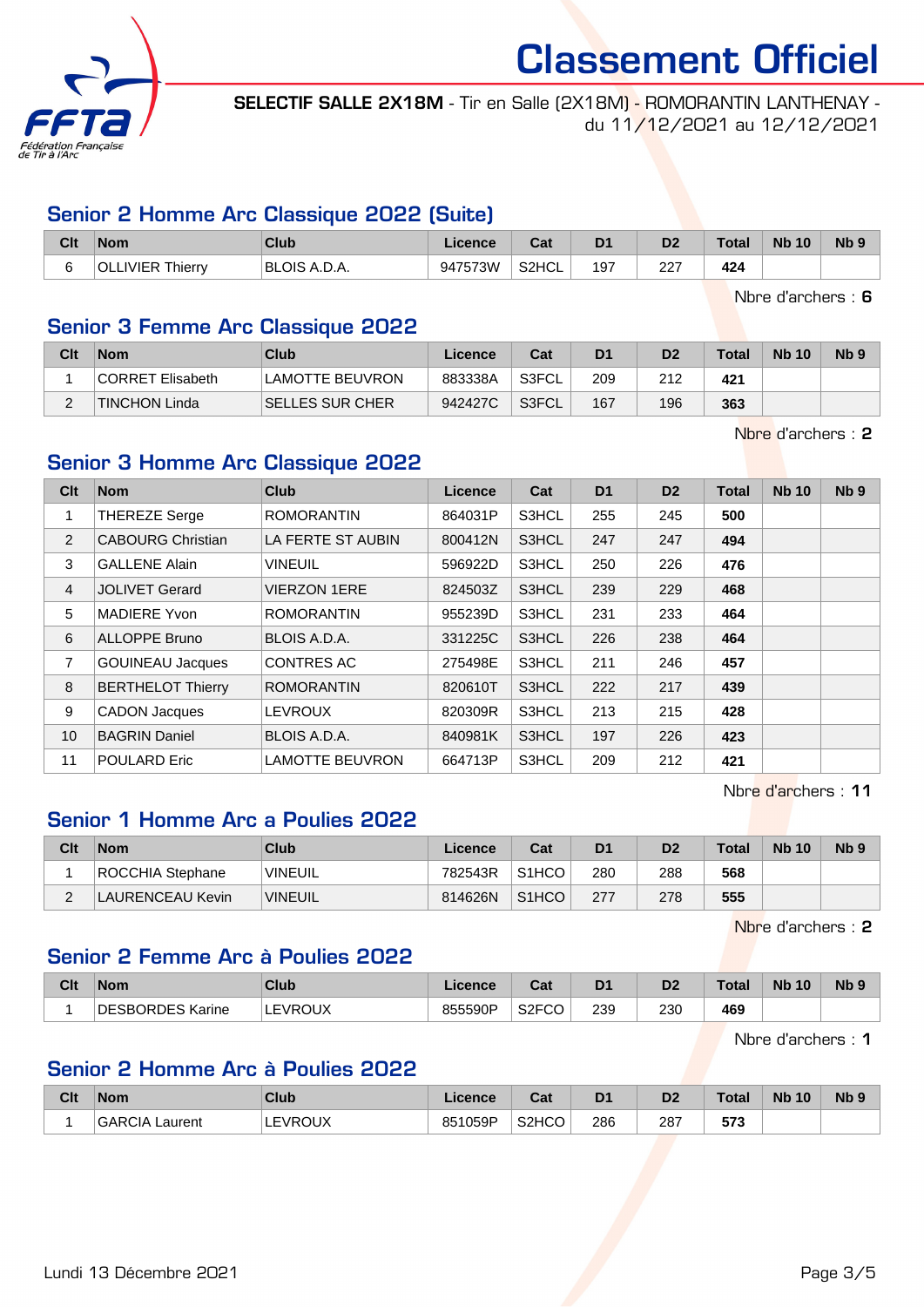# Classement Officiel

**SELECTIF SALLE 2X18M** - Tir en Salle (2X18M) - ROMORANTIN LANTHENAY - du 11/12/2021 au 12/12/2021

## Senior 2 Homme Arc Classique 2022 (Suite)

| Clt | Nom | Club | Licence | Cat | D1 | D2 | Total | Nb 10 | Nb 9 |
|---|---|---|---|---|---|---|---|---|---|
| 6 | OLLIVIER Thierry | BLOIS A.D.A. | 947573W | S2HCL | 197 | 227 | **424** | | |

Nbre d'archers : **6**

## Senior 3 Femme Arc Classique 2022

| Clt | Nom | Club | Licence | Cat | D1 | D2 | Total | Nb 10 | Nb 9 |
|---|---|---|---|---|---|---|---|---|---|
| 1 | CORRET Elisabeth | LAMOTTE BEUVRON | 883338A | S3FCL | 209 | 212 | **421** | | |
| 2 | TINCHON Linda | SELLES SUR CHER | 942427C | S3FCL | 167 | 196 | **363** | | |

Nbre d'archers : **2**

## Senior 3 Homme Arc Classique 2022

| Clt | Nom | Club | Licence | Cat | D1 | D2 | Total | Nb 10 | Nb 9 |
|---|---|---|---|---|---|---|---|---|---|
| 1 | THEREZE Serge | ROMORANTIN | 864031P | S3HCL | 255 | 245 | **500** | | |
| 2 | CABOURG Christian | LA FERTE ST AUBIN | 800412N | S3HCL | 247 | 247 | **494** | | |
| 3 | GALLENE Alain | VINEUIL | 596922D | S3HCL | 250 | 226 | **476** | | |
| 4 | JOLIVET Gerard | VIERZON 1ERE | 824503Z | S3HCL | 239 | 229 | **468** | | |
| 5 | MADIERE Yvon | ROMORANTIN | 955239D | S3HCL | 231 | 233 | **464** | | |
| 6 | ALLOPPE Bruno | BLOIS A.D.A. | 331225C | S3HCL | 226 | 238 | **464** | | |
| 7 | GOUINEAU Jacques | CONTRES AC | 275498E | S3HCL | 211 | 246 | **457** | | |
| 8 | BERTHELOT Thierry | ROMORANTIN | 820610T | S3HCL | 222 | 217 | **439** | | |
| 9 | CADON Jacques | LEVROUX | 820309R | S3HCL | 213 | 215 | **428** | | |
| 10 | BAGRIN Daniel | BLOIS A.D.A. | 840981K | S3HCL | 197 | 226 | **423** | | |
| 11 | POULARD Eric | LAMOTTE BEUVRON | 664713P | S3HCL | 209 | 212 | **421** | | |

Nbre d'archers : **11**

## Senior 1 Homme Arc a Poulies 2022

| Clt | Nom | Club | Licence | Cat | D1 | D2 | Total | Nb 10 | Nb 9 |
|---|---|---|---|---|---|---|---|---|---|
| 1 | ROCCHIA Stephane | VINEUIL | 782543R | S1HCO | 280 | 288 | **568** | | |
| 2 | LAURENCEAU Kevin | VINEUIL | 814626N | S1HCO | 277 | 278 | **555** | | |

Nbre d'archers : **2**

## Senior 2 Femme Arc à Poulies 2022

| Clt | Nom | Club | Licence | Cat | D1 | D2 | Total | Nb 10 | Nb 9 |
|---|---|---|---|---|---|---|---|---|---|
| 1 | DESBORDES Karine | LEVROUX | 855590P | S2FCO | 239 | 230 | **469** | | |

Nbre d'archers : **1**

## Senior 2 Homme Arc à Poulies 2022

| Clt | Nom | Club | Licence | Cat | D1 | D2 | Total | Nb 10 | Nb 9 |
|---|---|---|---|---|---|---|---|---|---|
| 1 | GARCIA Laurent | LEVROUX | 851059P | S2HCO | 286 | 287 | **573** | | |

Lundi 13 Décembre 2021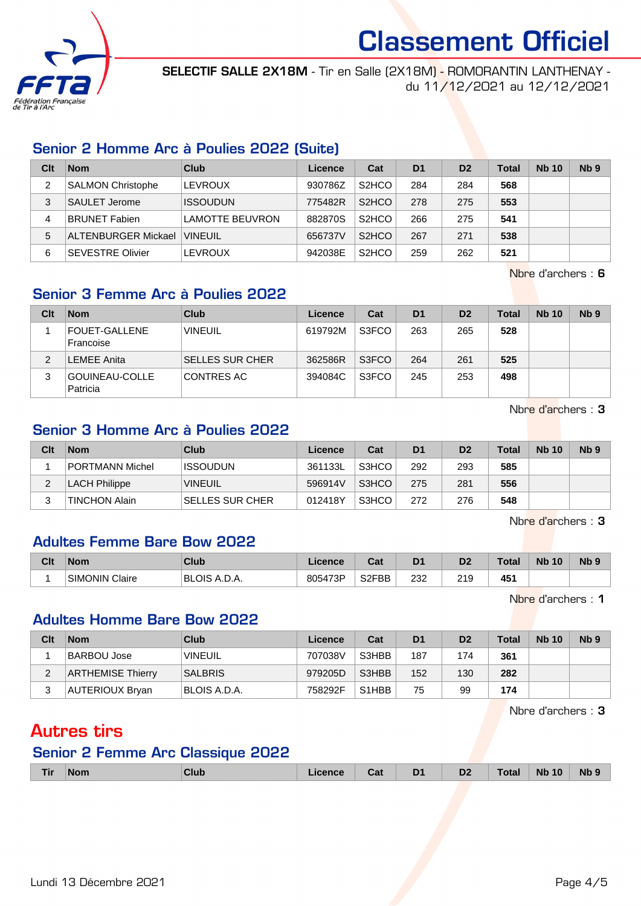# Classement Officiel

**SELECTIF SALLE 2X18M** - Tir en Salle (2X18M) - ROMORANTIN LANTHENAY - du 11/12/2021 au 12/12/2021

## Senior 2 Homme Arc à Poulies 2022 (Suite)

| Clt | Nom | Club | Licence | Cat | D1 | D2 | Total | Nb 10 | Nb 9 |
|---|---|---|---|---|---|---|---|---|---|
| 2 | SALMON Christophe | LEVROUX | 930786Z | S2HCO | 284 | 284 | **568** | | |
| 3 | SAULET Jerome | ISSOUDUN | 775482R | S2HCO | 278 | 275 | **553** | | |
| 4 | BRUNET Fabien | LAMOTTE BEUVRON | 882870S | S2HCO | 266 | 275 | **541** | | |
| 5 | ALTENBURGER Mickael | VINEUIL | 656737V | S2HCO | 267 | 271 | **538** | | |
| 6 | SEVESTRE Olivier | LEVROUX | 942038E | S2HCO | 259 | 262 | **521** | | |

Nbre d'archers : **6**

## Senior 3 Femme Arc à Poulies 2022

| Clt | Nom | Club | Licence | Cat | D1 | D2 | Total | Nb 10 | Nb 9 |
|---|---|---|---|---|---|---|---|---|---|
| 1 | FOUET-GALLENE Francoise | VINEUIL | 619792M | S3FCO | 263 | 265 | **528** | | |
| 2 | LEMEE Anita | SELLES SUR CHER | 362586R | S3FCO | 264 | 261 | **525** | | |
| 3 | GOUINEAU-COLLE Patricia | CONTRES AC | 394084C | S3FCO | 245 | 253 | **498** | | |

Nbre d'archers : **3**

## Senior 3 Homme Arc à Poulies 2022

| Clt | Nom | Club | Licence | Cat | D1 | D2 | Total | Nb 10 | Nb 9 |
|---|---|---|---|---|---|---|---|---|---|
| 1 | PORTMANN Michel | ISSOUDUN | 361133L | S3HCO | 292 | 293 | **585** | | |
| 2 | LACH Philippe | VINEUIL | 596914V | S3HCO | 275 | 281 | **556** | | |
| 3 | TINCHON Alain | SELLES SUR CHER | 012418Y | S3HCO | 272 | 276 | **548** | | |

Nbre d'archers : **3**

## Adultes Femme Bare Bow 2022

| Clt | Nom | Club | Licence | Cat | D1 | D2 | Total | Nb 10 | Nb 9 |
|---|---|---|---|---|---|---|---|---|---|
| 1 | SIMONIN Claire | BLOIS A.D.A. | 805473P | S2FBB | 232 | 219 | **451** | | |

Nbre d'archers : **1**

## Adultes Homme Bare Bow 2022

| Clt | Nom | Club | Licence | Cat | D1 | D2 | Total | Nb 10 | Nb 9 |
|---|---|---|---|---|---|---|---|---|---|
| 1 | BARBOU Jose | VINEUIL | 707038V | S3HBB | 187 | 174 | **361** | | |
| 2 | ARTHEMISE Thierry | SALBRIS | 979205D | S3HBB | 152 | 130 | **282** | | |
| 3 | AUTERIOUX Bryan | BLOIS A.D.A. | 758292F | S1HBB | 75 | 99 | **174** | | |

Nbre d'archers : **3**

# Autres tirs

## Senior 2 Femme Arc Classique 2022

| Tir | Nom | Club | Licence | Cat | D1 | D2 | Total | Nb 10 | Nb 9 |
|---|---|---|---|---|---|---|---|---|---|

Lundi 13 Décembre 2021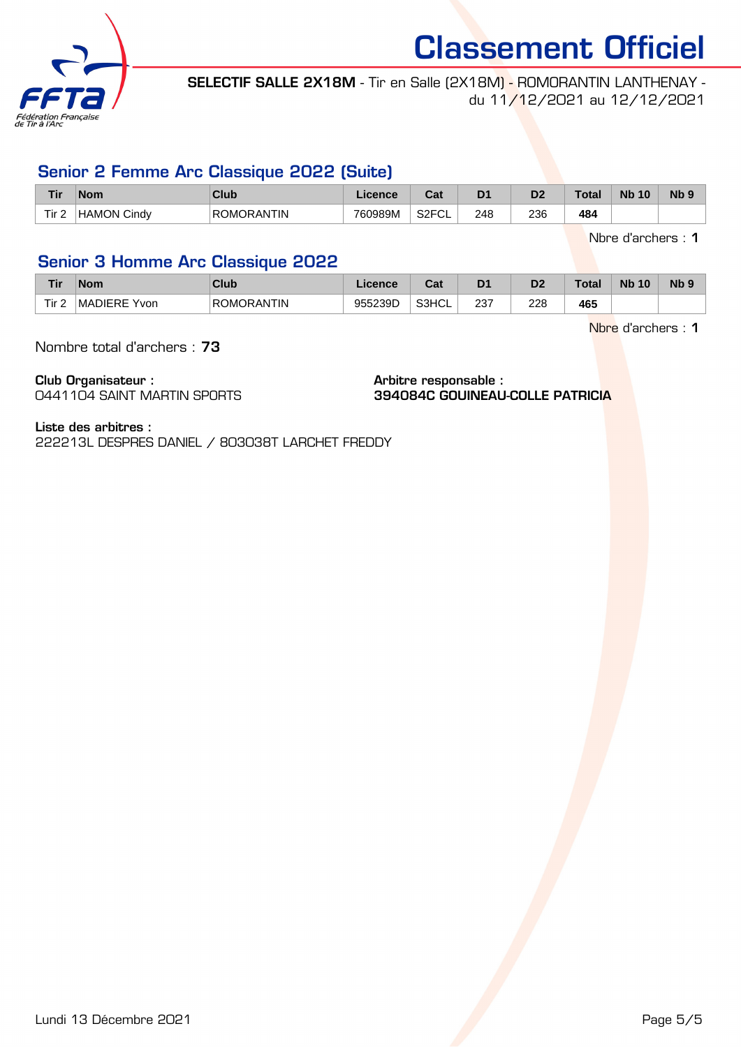# Classement Officiel

**SELECTIF SALLE 2X18M** - Tir en Salle (2X18M) - ROMORANTIN LANTHENAY - du 11/12/2021 au 12/12/2021

## Senior 2 Femme Arc Classique 2022 (Suite)

| Tir | Nom | Club | Licence | Cat | D1 | D2 | Total | Nb 10 | Nb 9 |
|---|---|---|---|---|---|---|---|---|---|
| Tir 2 | HAMON Cindy | ROMORANTIN | 760989M | S2FCL | 248 | 236 | **484** | | |

Nbre d'archers : **1**

## Senior 3 Homme Arc Classique 2022

| Tir | Nom | Club | Licence | Cat | D1 | D2 | Total | Nb 10 | Nb 9 |
|---|---|---|---|---|---|---|---|---|---|
| Tir 2 | MADIERE Yvon | ROMORANTIN | 955239D | S3HCL | 237 | 228 | **465** | | |

Nbre d'archers : **1**

Nombre total d'archers : **73**

**Club Organisateur :**
0441104 SAINT MARTIN SPORTS

**Arbitre responsable :**
**394084C GOUINEAU-COLLE PATRICIA**

**Liste des arbitres :**
222213L DESPRES DANIEL / 803038T LARCHET FREDDY

Lundi 13 Décembre 2021